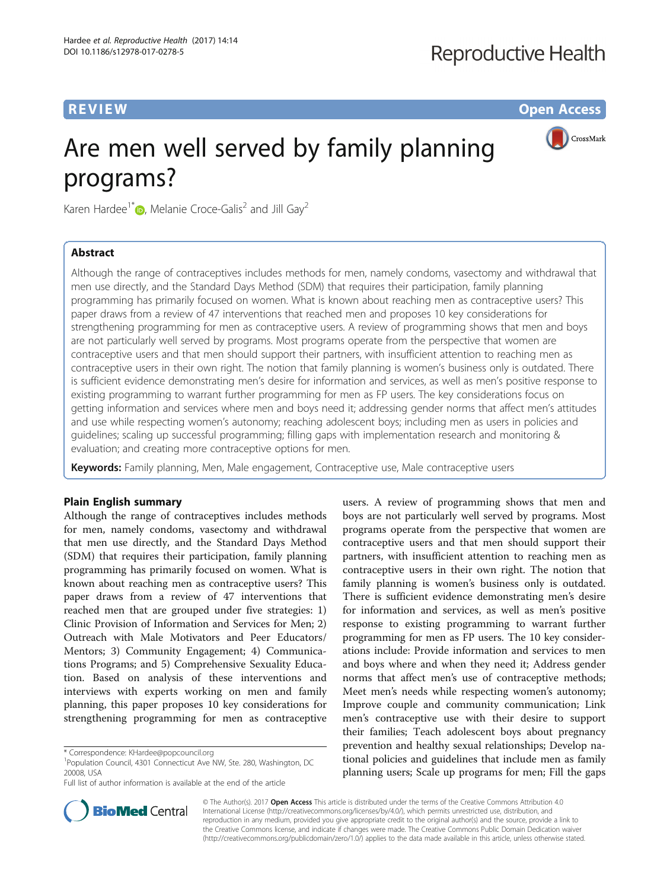REVIEW Open Access

# Are men well served by family planning programs?

Karen Hardee[1*], Melanie Croce-Galis[2] and Jill Gay[2]

## Abstract

Although the range of contraceptives includes methods for men, namely condoms, vasectomy and withdrawal that men use directly, and the Standard Days Method (SDM) that requires their participation, family planning programming has primarily focused on women. What is known about reaching men as contraceptive users? This paper draws from a review of 47 interventions that reached men and proposes 10 key considerations for strengthening programming for men as contraceptive users. A review of programming shows that men and boys are not particularly well served by programs. Most programs operate from the perspective that women are contraceptive users and that men should support their partners, with insufficient attention to reaching men as contraceptive users in their own right. The notion that family planning is women's business only is outdated. There is sufficient evidence demonstrating men's desire for information and services, as well as men's positive response to existing programming to warrant further programming for men as FP users. The key considerations focus on getting information and services where men and boys need it; addressing gender norms that affect men's attitudes and use while respecting women's autonomy; reaching adolescent boys; including men as users in policies and guidelines; scaling up successful programming; filling gaps with implementation research and monitoring & evaluation; and creating more contraceptive options for men.

**Keywords:** Family planning, Men, Male engagement, Contraceptive use, Male contraceptive users

## Plain English summary

Although the range of contraceptives includes methods for men, namely condoms, vasectomy and withdrawal that men use directly, and the Standard Days Method (SDM) that requires their participation, family planning programming has primarily focused on women. What is known about reaching men as contraceptive users? This paper draws from a review of 47 interventions that reached men that are grouped under five strategies: 1) Clinic Provision of Information and Services for Men; 2) Outreach with Male Motivators and Peer Educators/ Mentors; 3) Community Engagement; 4) Communications Programs; and 5) Comprehensive Sexuality Education. Based on analysis of these interventions and interviews with experts working on men and family planning, this paper proposes 10 key considerations for strengthening programming for men as contraceptive users. A review of programming shows that men and boys are not particularly well served by programs. Most programs operate from the perspective that women are contraceptive users and that men should support their partners, with insufficient attention to reaching men as contraceptive users in their own right. The notion that family planning is women's business only is outdated. There is sufficient evidence demonstrating men's desire for information and services, as well as men's positive response to existing programming to warrant further programming for men as FP users. The 10 key considerations include: Provide information and services to men and boys where and when they need it; Address gender norms that affect men's use of contraceptive methods; Meet men's needs while respecting women's autonomy; Improve couple and community communication; Link men's contraceptive use with their desire to support their families; Teach adolescent boys about pregnancy prevention and healthy sexual relationships; Develop national policies and guidelines that include men as family planning users; Scale up programs for men; Fill the gaps

* Correspondence: KHardee@popcouncil.org
[1]Population Council, 4301 Connecticut Ave NW, Ste. 280, Washington, DC 20008, USA
Full list of author information is available at the end of the article

© The Author(s). 2017 **Open Access** This article is distributed under the terms of the Creative Commons Attribution 4.0 International License (http://creativecommons.org/licenses/by/4.0/), which permits unrestricted use, distribution, and reproduction in any medium, provided you give appropriate credit to the original author(s) and the source, provide a link to the Creative Commons license, and indicate if changes were made. The Creative Commons Public Domain Dedication waiver (http://creativecommons.org/publicdomain/zero/1.0/) applies to the data made available in this article, unless otherwise stated.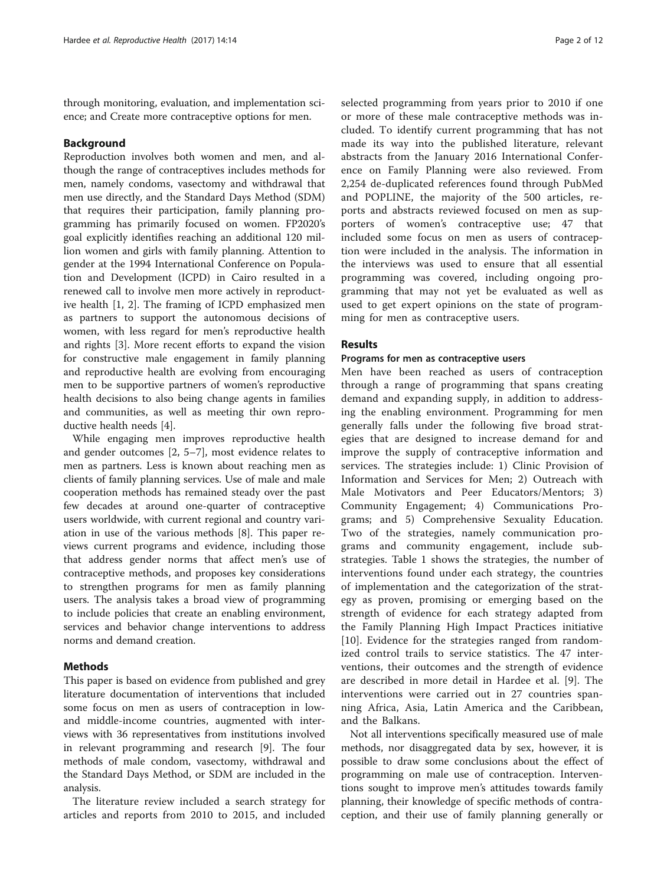through monitoring, evaluation, and implementation science; and Create more contraceptive options for men.

## Background

Reproduction involves both women and men, and although the range of contraceptives includes methods for men, namely condoms, vasectomy and withdrawal that men use directly, and the Standard Days Method (SDM) that requires their participation, family planning programming has primarily focused on women. FP2020's goal explicitly identifies reaching an additional 120 million women and girls with family planning. Attention to gender at the 1994 International Conference on Population and Development (ICPD) in Cairo resulted in a renewed call to involve men more actively in reproductive health [1, 2]. The framing of ICPD emphasized men as partners to support the autonomous decisions of women, with less regard for men's reproductive health and rights [3]. More recent efforts to expand the vision for constructive male engagement in family planning and reproductive health are evolving from encouraging men to be supportive partners of women's reproductive health decisions to also being change agents in families and communities, as well as meeting thir own reproductive health needs [4].

While engaging men improves reproductive health and gender outcomes [2, 5–7], most evidence relates to men as partners. Less is known about reaching men as clients of family planning services. Use of male and male cooperation methods has remained steady over the past few decades at around one-quarter of contraceptive users worldwide, with current regional and country variation in use of the various methods [8]. This paper reviews current programs and evidence, including those that address gender norms that affect men's use of contraceptive methods, and proposes key considerations to strengthen programs for men as family planning users. The analysis takes a broad view of programming to include policies that create an enabling environment, services and behavior change interventions to address norms and demand creation.

## Methods

This paper is based on evidence from published and grey literature documentation of interventions that included some focus on men as users of contraception in low- and middle-income countries, augmented with interviews with 36 representatives from institutions involved in relevant programming and research [9]. The four methods of male condom, vasectomy, withdrawal and the Standard Days Method, or SDM are included in the analysis.

The literature review included a search strategy for articles and reports from 2010 to 2015, and included selected programming from years prior to 2010 if one or more of these male contraceptive methods was included. To identify current programming that has not made its way into the published literature, relevant abstracts from the January 2016 International Conference on Family Planning were also reviewed. From 2,254 de-duplicated references found through PubMed and POPLINE, the majority of the 500 articles, reports and abstracts reviewed focused on men as supporters of women's contraceptive use; 47 that included some focus on men as users of contraception were included in the analysis. The information in the interviews was used to ensure that all essential programming was covered, including ongoing programming that may not yet be evaluated as well as used to get expert opinions on the state of programming for men as contraceptive users.

## Results

### Programs for men as contraceptive users

Men have been reached as users of contraception through a range of programming that spans creating demand and expanding supply, in addition to addressing the enabling environment. Programming for men generally falls under the following five broad strategies that are designed to increase demand for and improve the supply of contraceptive information and services. The strategies include: 1) Clinic Provision of Information and Services for Men; 2) Outreach with Male Motivators and Peer Educators/Mentors; 3) Community Engagement; 4) Communications Programs; and 5) Comprehensive Sexuality Education. Two of the strategies, namely communication programs and community engagement, include sub-strategies. Table 1 shows the strategies, the number of interventions found under each strategy, the countries of implementation and the categorization of the strategy as proven, promising or emerging based on the strength of evidence for each strategy adapted from the Family Planning High Impact Practices initiative [10]. Evidence for the strategies ranged from randomized control trails to service statistics. The 47 interventions, their outcomes and the strength of evidence are described in more detail in Hardee et al. [9]. The interventions were carried out in 27 countries spanning Africa, Asia, Latin America and the Caribbean, and the Balkans.

Not all interventions specifically measured use of male methods, nor disaggregated data by sex, however, it is possible to draw some conclusions about the effect of programming on male use of contraception. Interventions sought to improve men's attitudes towards family planning, their knowledge of specific methods of contraception, and their use of family planning generally or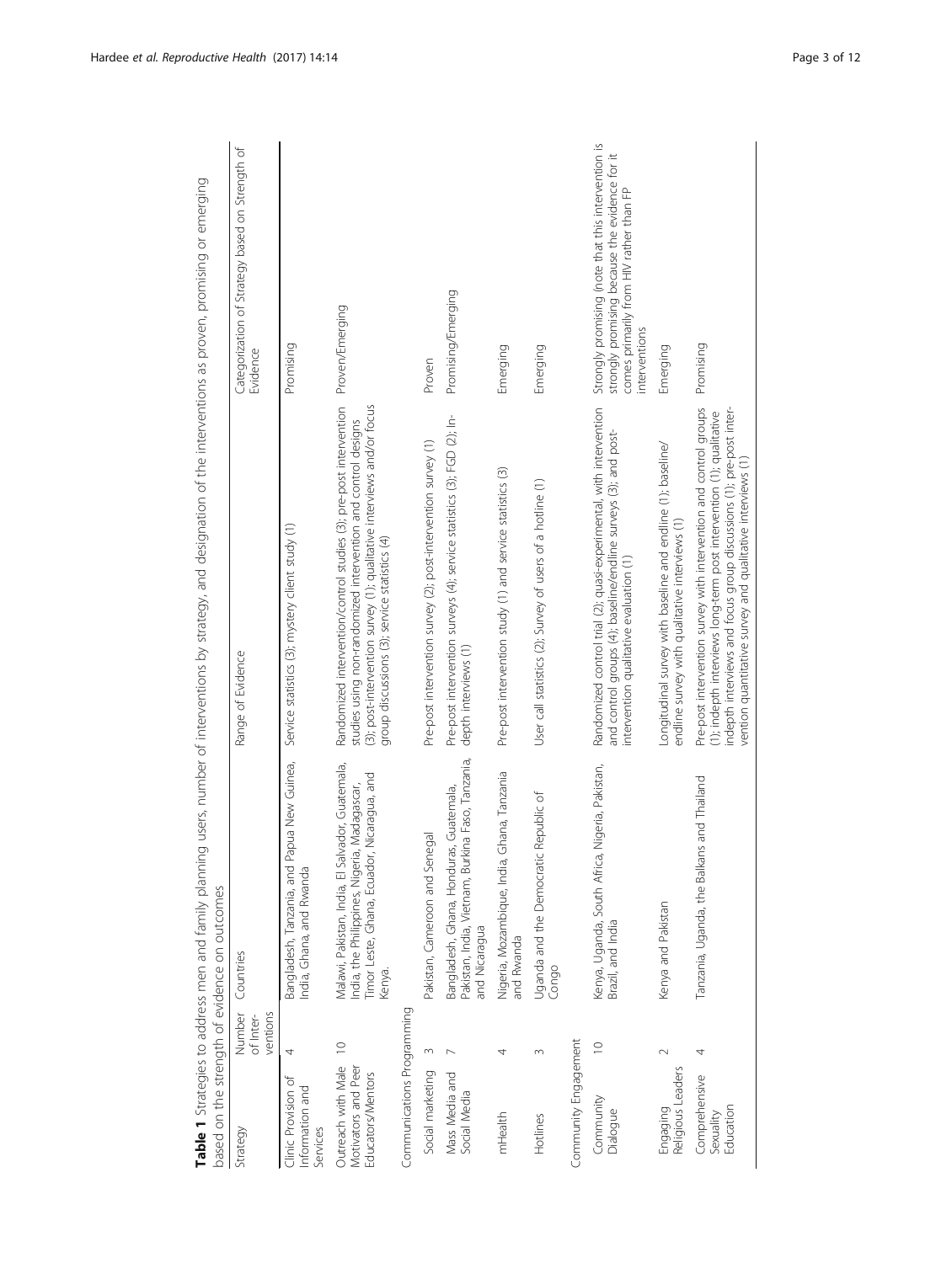**Table 1** Strategies to address men and family planning users, number of interventions by strategy, and designation of the interventions as proven, promising or emerging based on the strength of evidence on outcomes

| Strategy | Number of Interventions | Countries | Range of Evidence | Categorization of Strategy based on Strength of Evidence |
|---|---|---|---|---|
| Clinic Provision of Information and Services | 4 | Bangladesh, Tanzania, and Papua New Guinea, India, Ghana, and Rwanda | Service statistics (3); mystery client study (1) | Promising |
| Outreach with Male Motivators and Peer Educators/Mentors | 10 | Malawi, Pakistan, India, El Salvador, Guatemala, India, the Philippines, Nigeria, Madagascar, Timor Leste, Ghana, Ecuador, Nicaragua, and Kenya. | Randomized intervention/control studies (3); pre-post intervention studies using non-randomized intervention and control designs (3); post-intervention survey (1); qualitative interviews and/or focus group discussions (3); service statistics (4) | Proven/Emerging |
| Communications Programming | | | | |
| Social marketing | 3 | Pakistan, Cameroon and Senegal | Pre-post intervention survey (2); post-intervention survey (1) | Proven |
| Mass Media and Social Media | 7 | Bangladesh, Ghana, Honduras, Guatemala, Pakistan, India, Vietnam, Burkina Faso, Tanzania, and Nicaragua | Pre-post intervention surveys (4); service statistics (3); FGD (2); In-depth interviews (1) | Promising/Emerging |
| mHealth | 4 | Nigeria, Mozambique, India, Ghana, Tanzania and Rwanda | Pre-post intervention study (1) and service statistics (3) | Emerging |
| Hotlines | 3 | Uganda and the Democratic Republic of Congo | User call statistics (2); Survey of users of a hotline (1) | Emerging |
| Community Engagement | | | | |
| Community Dialogue | 10 | Kenya, Uganda, South Africa, Nigeria, Pakistan, Brazil, and India | Randomized control trial (2); quasi-experimental, with intervention and control groups (4); baseline/endline surveys (3); and post-intervention qualitative evaluation (1) | Strongly promising (note that this intervention is strongly promising because the evidence for it comes primarily from HIV rather than FP interventions |
| Engaging Religious Leaders | 2 | Kenya and Pakistan | Longitudinal survey with baseline and endline (1); baseline/endline survey with qualitative interviews (1) | Emerging |
| Comprehensive Sexuality Education | 4 | Tanzania, Uganda, the Balkans and Thailand | Pre-post intervention survey with intervention and control groups (1); indepth interviews long-term post intervention (1); qualitative indepth interviews and focus group discussions (1); pre-post intervention quantitative survey and qualitative interviews (1) | Promising |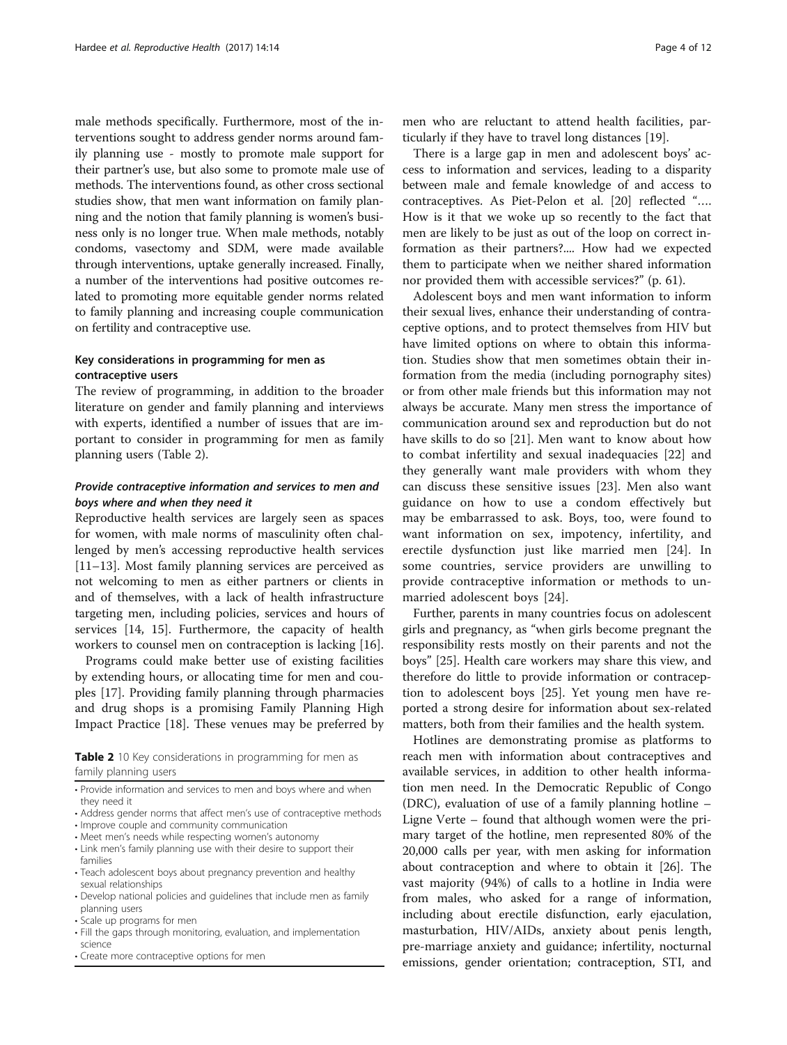male methods specifically. Furthermore, most of the interventions sought to address gender norms around family planning use - mostly to promote male support for their partner's use, but also some to promote male use of methods. The interventions found, as other cross sectional studies show, that men want information on family planning and the notion that family planning is women's business only is no longer true. When male methods, notably condoms, vasectomy and SDM, were made available through interventions, uptake generally increased. Finally, a number of the interventions had positive outcomes related to promoting more equitable gender norms related to family planning and increasing couple communication on fertility and contraceptive use.

## Key considerations in programming for men as contraceptive users

The review of programming, in addition to the broader literature on gender and family planning and interviews with experts, identified a number of issues that are important to consider in programming for men as family planning users (Table 2).

### *Provide contraceptive information and services to men and boys where and when they need it*

Reproductive health services are largely seen as spaces for women, with male norms of masculinity often challenged by men's accessing reproductive health services [11–13]. Most family planning services are perceived as not welcoming to men as either partners or clients in and of themselves, with a lack of health infrastructure targeting men, including policies, services and hours of services [14, 15]. Furthermore, the capacity of health workers to counsel men on contraception is lacking [16].

Programs could make better use of existing facilities by extending hours, or allocating time for men and couples [17]. Providing family planning through pharmacies and drug shops is a promising Family Planning High Impact Practice [18]. These venues may be preferred by men who are reluctant to attend health facilities, particularly if they have to travel long distances [19].

**Table 2** 10 Key considerations in programming for men as family planning users

- Provide information and services to men and boys where and when they need it
- Address gender norms that affect men's use of contraceptive methods
- Improve couple and community communication
- Meet men's needs while respecting women's autonomy
- Link men's family planning use with their desire to support their families
- Teach adolescent boys about pregnancy prevention and healthy sexual relationships
- Develop national policies and guidelines that include men as family planning users
- Scale up programs for men
- Fill the gaps through monitoring, evaluation, and implementation science
- Create more contraceptive options for men

There is a large gap in men and adolescent boys' access to information and services, leading to a disparity between male and female knowledge of and access to contraceptives. As Piet-Pelon et al. [20] reflected "…. How is it that we woke up so recently to the fact that men are likely to be just as out of the loop on correct information as their partners?.... How had we expected them to participate when we neither shared information nor provided them with accessible services?" (p. 61).

Adolescent boys and men want information to inform their sexual lives, enhance their understanding of contraceptive options, and to protect themselves from HIV but have limited options on where to obtain this information. Studies show that men sometimes obtain their information from the media (including pornography sites) or from other male friends but this information may not always be accurate. Many men stress the importance of communication around sex and reproduction but do not have skills to do so [21]. Men want to know about how to combat infertility and sexual inadequacies [22] and they generally want male providers with whom they can discuss these sensitive issues [23]. Men also want guidance on how to use a condom effectively but may be embarrassed to ask. Boys, too, were found to want information on sex, impotency, infertility, and erectile dysfunction just like married men [24]. In some countries, service providers are unwilling to provide contraceptive information or methods to unmarried adolescent boys [24].

Further, parents in many countries focus on adolescent girls and pregnancy, as "when girls become pregnant the responsibility rests mostly on their parents and not the boys" [25]. Health care workers may share this view, and therefore do little to provide information or contraception to adolescent boys [25]. Yet young men have reported a strong desire for information about sex-related matters, both from their families and the health system.

Hotlines are demonstrating promise as platforms to reach men with information about contraceptives and available services, in addition to other health information men need. In the Democratic Republic of Congo (DRC), evaluation of use of a family planning hotline – Ligne Verte – found that although women were the primary target of the hotline, men represented 80% of the 20,000 calls per year, with men asking for information about contraception and where to obtain it [26]. The vast majority (94%) of calls to a hotline in India were from males, who asked for a range of information, including about erectile disfunction, early ejaculation, masturbation, HIV/AIDs, anxiety about penis length, pre-marriage anxiety and guidance; infertility, nocturnal emissions, gender orientation; contraception, STI, and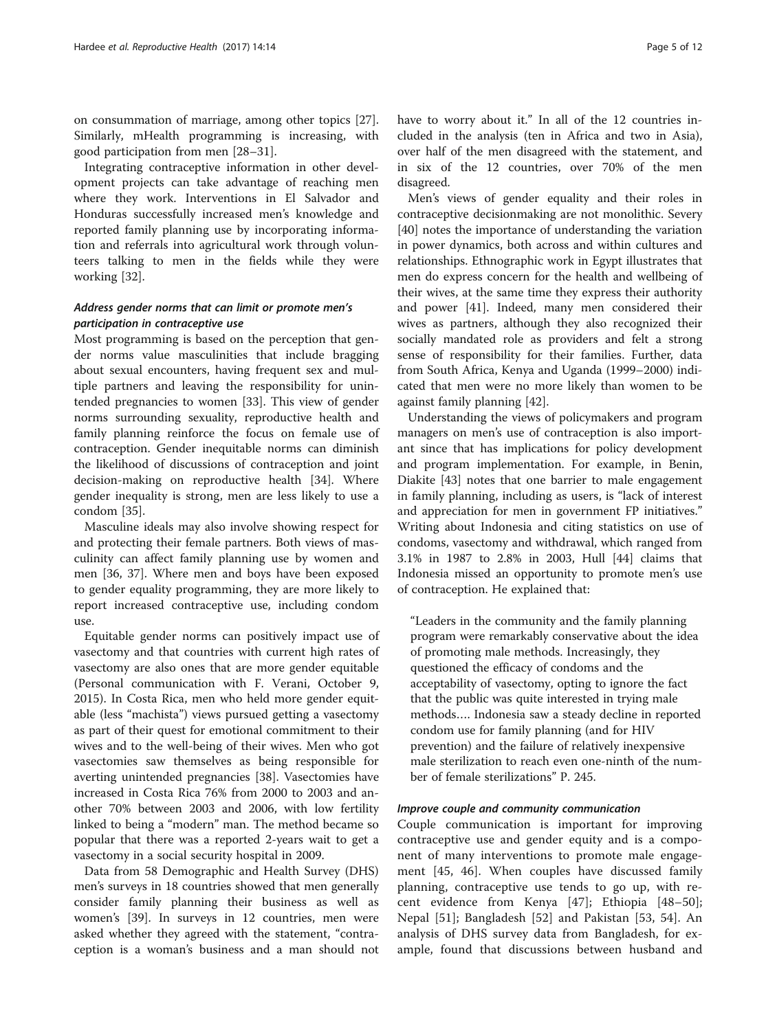on consummation of marriage, among other topics [27]. Similarly, mHealth programming is increasing, with good participation from men [28–31].

Integrating contraceptive information in other development projects can take advantage of reaching men where they work. Interventions in El Salvador and Honduras successfully increased men's knowledge and reported family planning use by incorporating information and referrals into agricultural work through volunteers talking to men in the fields while they were working [32].

### *Address gender norms that can limit or promote men's participation in contraceptive use*

Most programming is based on the perception that gender norms value masculinities that include bragging about sexual encounters, having frequent sex and multiple partners and leaving the responsibility for unintended pregnancies to women [33]. This view of gender norms surrounding sexuality, reproductive health and family planning reinforce the focus on female use of contraception. Gender inequitable norms can diminish the likelihood of discussions of contraception and joint decision-making on reproductive health [34]. Where gender inequality is strong, men are less likely to use a condom [35].

Masculine ideals may also involve showing respect for and protecting their female partners. Both views of masculinity can affect family planning use by women and men [36, 37]. Where men and boys have been exposed to gender equality programming, they are more likely to report increased contraceptive use, including condom use.

Equitable gender norms can positively impact use of vasectomy and that countries with current high rates of vasectomy are also ones that are more gender equitable (Personal communication with F. Verani, October 9, 2015). In Costa Rica, men who held more gender equitable (less "machista") views pursued getting a vasectomy as part of their quest for emotional commitment to their wives and to the well-being of their wives. Men who got vasectomies saw themselves as being responsible for averting unintended pregnancies [38]. Vasectomies have increased in Costa Rica 76% from 2000 to 2003 and another 70% between 2003 and 2006, with low fertility linked to being a "modern" man. The method became so popular that there was a reported 2-years wait to get a vasectomy in a social security hospital in 2009.

Data from 58 Demographic and Health Survey (DHS) men's surveys in 18 countries showed that men generally consider family planning their business as well as women's [39]. In surveys in 12 countries, men were asked whether they agreed with the statement, "contraception is a woman's business and a man should not have to worry about it." In all of the 12 countries included in the analysis (ten in Africa and two in Asia), over half of the men disagreed with the statement, and in six of the 12 countries, over 70% of the men disagreed.

Men's views of gender equality and their roles in contraceptive decisionmaking are not monolithic. Severy [40] notes the importance of understanding the variation in power dynamics, both across and within cultures and relationships. Ethnographic work in Egypt illustrates that men do express concern for the health and wellbeing of their wives, at the same time they express their authority and power [41]. Indeed, many men considered their wives as partners, although they also recognized their socially mandated role as providers and felt a strong sense of responsibility for their families. Further, data from South Africa, Kenya and Uganda (1999–2000) indicated that men were no more likely than women to be against family planning [42].

Understanding the views of policymakers and program managers on men's use of contraception is also important since that has implications for policy development and program implementation. For example, in Benin, Diakite [43] notes that one barrier to male engagement in family planning, including as users, is "lack of interest and appreciation for men in government FP initiatives." Writing about Indonesia and citing statistics on use of condoms, vasectomy and withdrawal, which ranged from 3.1% in 1987 to 2.8% in 2003, Hull [44] claims that Indonesia missed an opportunity to promote men's use of contraception. He explained that:

> "Leaders in the community and the family planning program were remarkably conservative about the idea of promoting male methods. Increasingly, they questioned the efficacy of condoms and the acceptability of vasectomy, opting to ignore the fact that the public was quite interested in trying male methods…. Indonesia saw a steady decline in reported condom use for family planning (and for HIV prevention) and the failure of relatively inexpensive male sterilization to reach even one-ninth of the number of female sterilizations" P. 245.

### *Improve couple and community communication*

Couple communication is important for improving contraceptive use and gender equity and is a component of many interventions to promote male engagement [45, 46]. When couples have discussed family planning, contraceptive use tends to go up, with recent evidence from Kenya [47]; Ethiopia [48–50]; Nepal [51]; Bangladesh [52] and Pakistan [53, 54]. An analysis of DHS survey data from Bangladesh, for example, found that discussions between husband and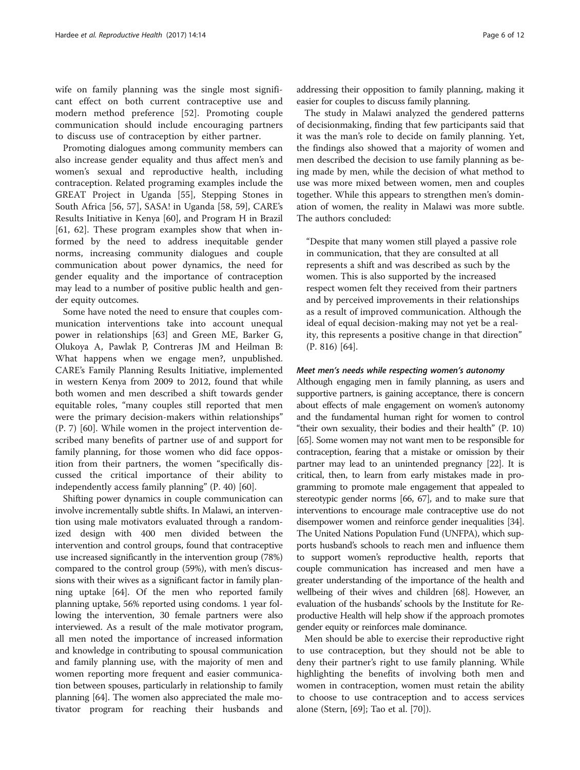wife on family planning was the single most significant effect on both current contraceptive use and modern method preference [52]. Promoting couple communication should include encouraging partners to discuss use of contraception by either partner.

Promoting dialogues among community members can also increase gender equality and thus affect men's and women's sexual and reproductive health, including contraception. Related programing examples include the GREAT Project in Uganda [55], Stepping Stones in South Africa [56, 57], SASA! in Uganda [58, 59], CARE's Results Initiative in Kenya [60], and Program H in Brazil [61, 62]. These program examples show that when informed by the need to address inequitable gender norms, increasing community dialogues and couple communication about power dynamics, the need for gender equality and the importance of contraception may lead to a number of positive public health and gender equity outcomes.

Some have noted the need to ensure that couples communication interventions take into account unequal power in relationships [63] and Green ME, Barker G, Olukoya A, Pawlak P, Contreras JM and Heilman B: What happens when we engage men?, unpublished. CARE's Family Planning Results Initiative, implemented in western Kenya from 2009 to 2012, found that while both women and men described a shift towards gender equitable roles, "many couples still reported that men were the primary decision-makers within relationships" (P. 7) [60]. While women in the project intervention described many benefits of partner use of and support for family planning, for those women who did face opposition from their partners, the women "specifically discussed the critical importance of their ability to independently access family planning" (P. 40) [60].

Shifting power dynamics in couple communication can involve incrementally subtle shifts. In Malawi, an intervention using male motivators evaluated through a randomized design with 400 men divided between the intervention and control groups, found that contraceptive use increased significantly in the intervention group (78%) compared to the control group (59%), with men's discussions with their wives as a significant factor in family planning uptake [64]. Of the men who reported family planning uptake, 56% reported using condoms. 1 year following the intervention, 30 female partners were also interviewed. As a result of the male motivator program, all men noted the importance of increased information and knowledge in contributing to spousal communication and family planning use, with the majority of men and women reporting more frequent and easier communication between spouses, particularly in relationship to family planning [64]. The women also appreciated the male motivator program for reaching their husbands and addressing their opposition to family planning, making it easier for couples to discuss family planning.

The study in Malawi analyzed the gendered patterns of decisionmaking, finding that few participants said that it was the man's role to decide on family planning. Yet, the findings also showed that a majority of women and men described the decision to use family planning as being made by men, while the decision of what method to use was more mixed between women, men and couples together. While this appears to strengthen men's domination of women, the reality in Malawi was more subtle. The authors concluded:

> "Despite that many women still played a passive role in communication, that they are consulted at all represents a shift and was described as such by the women. This is also supported by the increased respect women felt they received from their partners and by perceived improvements in their relationships as a result of improved communication. Although the ideal of equal decision-making may not yet be a reality, this represents a positive change in that direction" (P. 816) [64].

#### *Meet men's needs while respecting women's autonomy*

Although engaging men in family planning, as users and supportive partners, is gaining acceptance, there is concern about effects of male engagement on women's autonomy and the fundamental human right for women to control "their own sexuality, their bodies and their health" (P. 10) [65]. Some women may not want men to be responsible for contraception, fearing that a mistake or omission by their partner may lead to an unintended pregnancy [22]. It is critical, then, to learn from early mistakes made in programming to promote male engagement that appealed to stereotypic gender norms [66, 67], and to make sure that interventions to encourage male contraceptive use do not disempower women and reinforce gender inequalities [34]. The United Nations Population Fund (UNFPA), which supports husband's schools to reach men and influence them to support women's reproductive health, reports that couple communication has increased and men have a greater understanding of the importance of the health and wellbeing of their wives and children [68]. However, an evaluation of the husbands' schools by the Institute for Reproductive Health will help show if the approach promotes gender equity or reinforces male dominance.

Men should be able to exercise their reproductive right to use contraception, but they should not be able to deny their partner's right to use family planning. While highlighting the benefits of involving both men and women in contraception, women must retain the ability to choose to use contraception and to access services alone (Stern, [69]; Tao et al. [70]).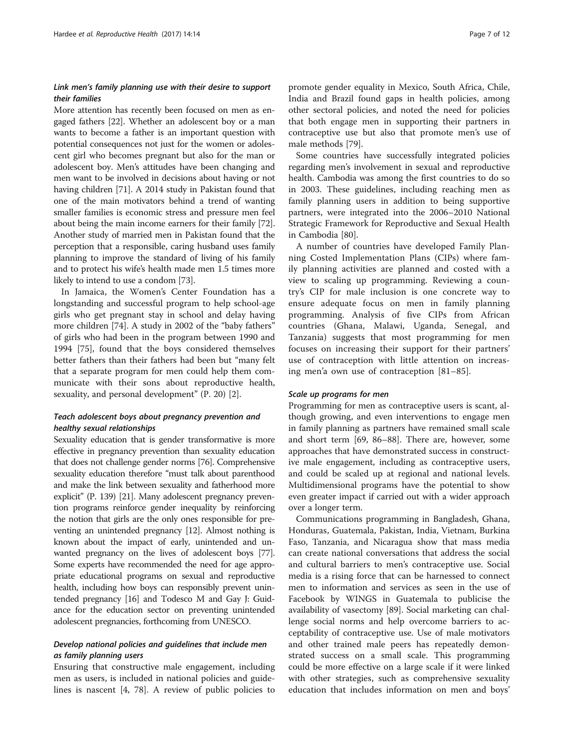### *Link men's family planning use with their desire to support their families*

More attention has recently been focused on men as engaged fathers [22]. Whether an adolescent boy or a man wants to become a father is an important question with potential consequences not just for the women or adolescent girl who becomes pregnant but also for the man or adolescent boy. Men's attitudes have been changing and men want to be involved in decisions about having or not having children [71]. A 2014 study in Pakistan found that one of the main motivators behind a trend of wanting smaller families is economic stress and pressure men feel about being the main income earners for their family [72]. Another study of married men in Pakistan found that the perception that a responsible, caring husband uses family planning to improve the standard of living of his family and to protect his wife's health made men 1.5 times more likely to intend to use a condom [73].

In Jamaica, the Women's Center Foundation has a longstanding and successful program to help school-age girls who get pregnant stay in school and delay having more children [74]. A study in 2002 of the "baby fathers" of girls who had been in the program between 1990 and 1994 [75], found that the boys considered themselves better fathers than their fathers had been but "many felt that a separate program for men could help them communicate with their sons about reproductive health, sexuality, and personal development" (P. 20) [2].

### *Teach adolescent boys about pregnancy prevention and healthy sexual relationships*

Sexuality education that is gender transformative is more effective in pregnancy prevention than sexuality education that does not challenge gender norms [76]. Comprehensive sexuality education therefore "must talk about parenthood and make the link between sexuality and fatherhood more explicit" (P. 139) [21]. Many adolescent pregnancy prevention programs reinforce gender inequality by reinforcing the notion that girls are the only ones responsible for preventing an unintended pregnancy [12]. Almost nothing is known about the impact of early, unintended and unwanted pregnancy on the lives of adolescent boys [77]. Some experts have recommended the need for age appropriate educational programs on sexual and reproductive health, including how boys can responsibly prevent unintended pregnancy [16] and Todesco M and Gay J: Guidance for the education sector on preventing unintended adolescent pregnancies, forthcoming from UNESCO.

### *Develop national policies and guidelines that include men as family planning users*

Ensuring that constructive male engagement, including men as users, is included in national policies and guidelines is nascent [4, 78]. A review of public policies to promote gender equality in Mexico, South Africa, Chile, India and Brazil found gaps in health policies, among other sectoral policies, and noted the need for policies that both engage men in supporting their partners in contraceptive use but also that promote men's use of male methods [79].

Some countries have successfully integrated policies regarding men's involvement in sexual and reproductive health. Cambodia was among the first countries to do so in 2003. These guidelines, including reaching men as family planning users in addition to being supportive partners, were integrated into the 2006–2010 National Strategic Framework for Reproductive and Sexual Health in Cambodia [80].

A number of countries have developed Family Planning Costed Implementation Plans (CIPs) where family planning activities are planned and costed with a view to scaling up programming. Reviewing a country's CIP for male inclusion is one concrete way to ensure adequate focus on men in family planning programming. Analysis of five CIPs from African countries (Ghana, Malawi, Uganda, Senegal, and Tanzania) suggests that most programming for men focuses on increasing their support for their partners' use of contraception with little attention on increasing men'a own use of contraception [81–85].

### *Scale up programs for men*

Programming for men as contraceptive users is scant, although growing, and even interventions to engage men in family planning as partners have remained small scale and short term [69, 86–88]. There are, however, some approaches that have demonstrated success in constructive male engagement, including as contraceptive users, and could be scaled up at regional and national levels. Multidimensional programs have the potential to show even greater impact if carried out with a wider approach over a longer term.

Communications programming in Bangladesh, Ghana, Honduras, Guatemala, Pakistan, India, Vietnam, Burkina Faso, Tanzania, and Nicaragua show that mass media can create national conversations that address the social and cultural barriers to men's contraceptive use. Social media is a rising force that can be harnessed to connect men to information and services as seen in the use of Facebook by WINGS in Guatemala to publicise the availability of vasectomy [89]. Social marketing can challenge social norms and help overcome barriers to acceptability of contraceptive use. Use of male motivators and other trained male peers has repeatedly demonstrated success on a small scale. This programming could be more effective on a large scale if it were linked with other strategies, such as comprehensive sexuality education that includes information on men and boys'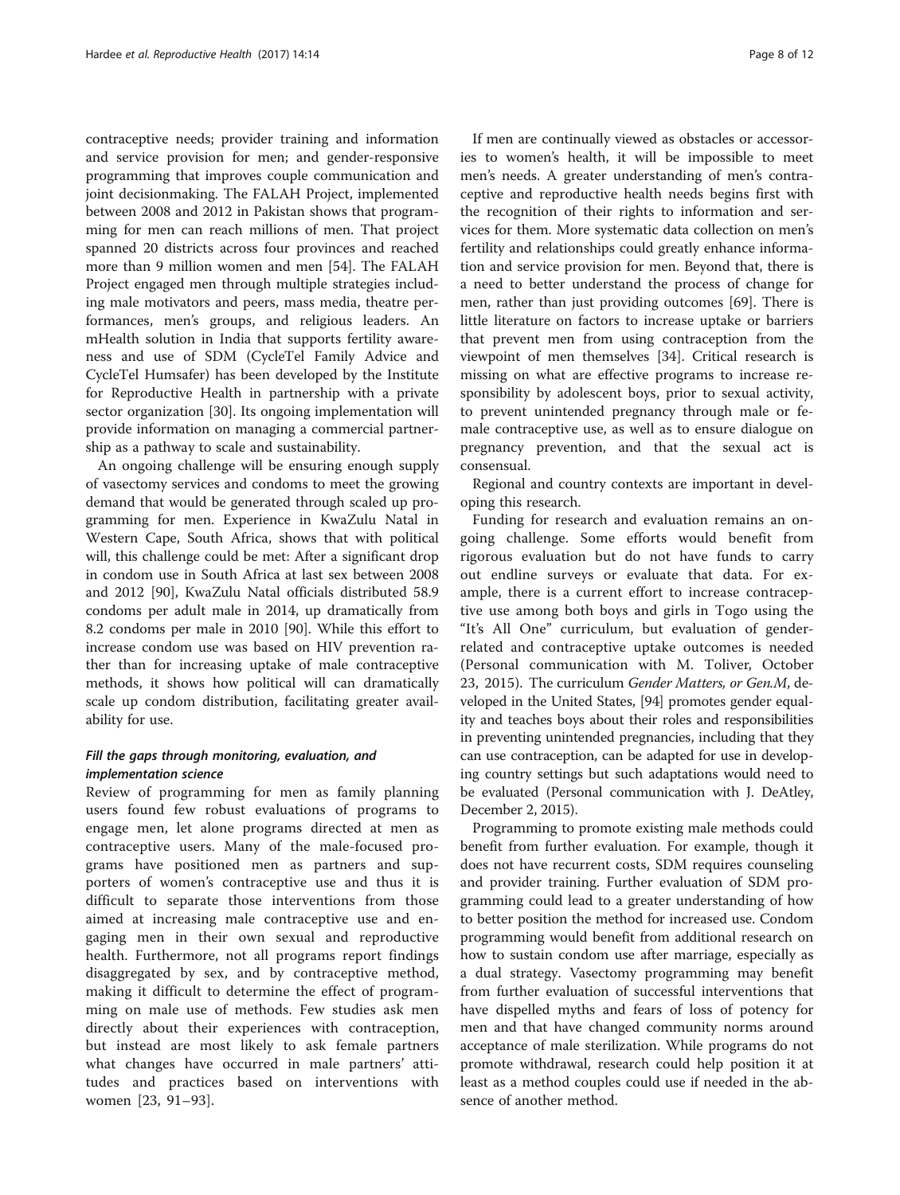contraceptive needs; provider training and information and service provision for men; and gender-responsive programming that improves couple communication and joint decisionmaking. The FALAH Project, implemented between 2008 and 2012 in Pakistan shows that programming for men can reach millions of men. That project spanned 20 districts across four provinces and reached more than 9 million women and men [54]. The FALAH Project engaged men through multiple strategies including male motivators and peers, mass media, theatre performances, men's groups, and religious leaders. An mHealth solution in India that supports fertility awareness and use of SDM (CycleTel Family Advice and CycleTel Humsafer) has been developed by the Institute for Reproductive Health in partnership with a private sector organization [30]. Its ongoing implementation will provide information on managing a commercial partnership as a pathway to scale and sustainability.

An ongoing challenge will be ensuring enough supply of vasectomy services and condoms to meet the growing demand that would be generated through scaled up programming for men. Experience in KwaZulu Natal in Western Cape, South Africa, shows that with political will, this challenge could be met: After a significant drop in condom use in South Africa at last sex between 2008 and 2012 [90], KwaZulu Natal officials distributed 58.9 condoms per adult male in 2014, up dramatically from 8.2 condoms per male in 2010 [90]. While this effort to increase condom use was based on HIV prevention rather than for increasing uptake of male contraceptive methods, it shows how political will can dramatically scale up condom distribution, facilitating greater availability for use.

### *Fill the gaps through monitoring, evaluation, and implementation science*

Review of programming for men as family planning users found few robust evaluations of programs to engage men, let alone programs directed at men as contraceptive users. Many of the male-focused programs have positioned men as partners and supporters of women's contraceptive use and thus it is difficult to separate those interventions from those aimed at increasing male contraceptive use and engaging men in their own sexual and reproductive health. Furthermore, not all programs report findings disaggregated by sex, and by contraceptive method, making it difficult to determine the effect of programming on male use of methods. Few studies ask men directly about their experiences with contraception, but instead are most likely to ask female partners what changes have occurred in male partners' attitudes and practices based on interventions with women [23, 91–93].

If men are continually viewed as obstacles or accessories to women's health, it will be impossible to meet men's needs. A greater understanding of men's contraceptive and reproductive health needs begins first with the recognition of their rights to information and services for them. More systematic data collection on men's fertility and relationships could greatly enhance information and service provision for men. Beyond that, there is a need to better understand the process of change for men, rather than just providing outcomes [69]. There is little literature on factors to increase uptake or barriers that prevent men from using contraception from the viewpoint of men themselves [34]. Critical research is missing on what are effective programs to increase responsibility by adolescent boys, prior to sexual activity, to prevent unintended pregnancy through male or female contraceptive use, as well as to ensure dialogue on pregnancy prevention, and that the sexual act is consensual.

Regional and country contexts are important in developing this research.

Funding for research and evaluation remains an ongoing challenge. Some efforts would benefit from rigorous evaluation but do not have funds to carry out endline surveys or evaluate that data. For example, there is a current effort to increase contraceptive use among both boys and girls in Togo using the "It's All One" curriculum, but evaluation of gender-related and contraceptive uptake outcomes is needed (Personal communication with M. Toliver, October 23, 2015). The curriculum *Gender Matters, or Gen.M*, developed in the United States, [94] promotes gender equality and teaches boys about their roles and responsibilities in preventing unintended pregnancies, including that they can use contraception, can be adapted for use in developing country settings but such adaptations would need to be evaluated (Personal communication with J. DeAtley, December 2, 2015).

Programming to promote existing male methods could benefit from further evaluation. For example, though it does not have recurrent costs, SDM requires counseling and provider training. Further evaluation of SDM programming could lead to a greater understanding of how to better position the method for increased use. Condom programming would benefit from additional research on how to sustain condom use after marriage, especially as a dual strategy. Vasectomy programming may benefit from further evaluation of successful interventions that have dispelled myths and fears of loss of potency for men and that have changed community norms around acceptance of male sterilization. While programs do not promote withdrawal, research could help position it at least as a method couples could use if needed in the absence of another method.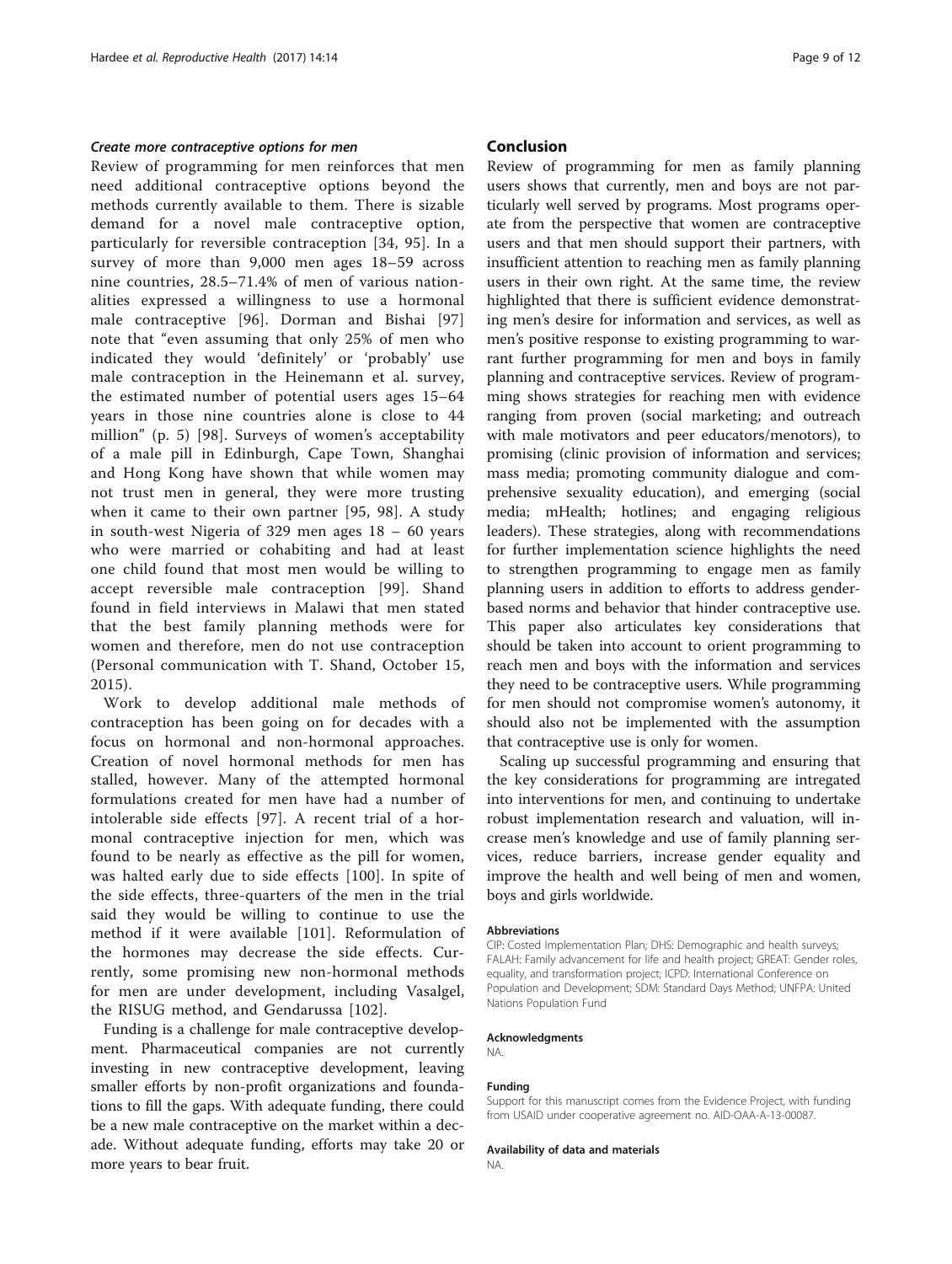### *Create more contraceptive options for men*

Review of programming for men reinforces that men need additional contraceptive options beyond the methods currently available to them. There is sizable demand for a novel male contraceptive option, particularly for reversible contraception [34, 95]. In a survey of more than 9,000 men ages 18–59 across nine countries, 28.5–71.4% of men of various nationalities expressed a willingness to use a hormonal male contraceptive [96]. Dorman and Bishai [97] note that "even assuming that only 25% of men who indicated they would 'definitely' or 'probably' use male contraception in the Heinemann et al. survey, the estimated number of potential users ages 15–64 years in those nine countries alone is close to 44 million" (p. 5) [98]. Surveys of women's acceptability of a male pill in Edinburgh, Cape Town, Shanghai and Hong Kong have shown that while women may not trust men in general, they were more trusting when it came to their own partner [95, 98]. A study in south-west Nigeria of 329 men ages 18 – 60 years who were married or cohabiting and had at least one child found that most men would be willing to accept reversible male contraception [99]. Shand found in field interviews in Malawi that men stated that the best family planning methods were for women and therefore, men do not use contraception (Personal communication with T. Shand, October 15, 2015).

Work to develop additional male methods of contraception has been going on for decades with a focus on hormonal and non-hormonal approaches. Creation of novel hormonal methods for men has stalled, however. Many of the attempted hormonal formulations created for men have had a number of intolerable side effects [97]. A recent trial of a hormonal contraceptive injection for men, which was found to be nearly as effective as the pill for women, was halted early due to side effects [100]. In spite of the side effects, three-quarters of the men in the trial said they would be willing to continue to use the method if it were available [101]. Reformulation of the hormones may decrease the side effects. Currently, some promising new non-hormonal methods for men are under development, including Vasalgel, the RISUG method, and Gendarussa [102].

Funding is a challenge for male contraceptive development. Pharmaceutical companies are not currently investing in new contraceptive development, leaving smaller efforts by non-profit organizations and foundations to fill the gaps. With adequate funding, there could be a new male contraceptive on the market within a decade. Without adequate funding, efforts may take 20 or more years to bear fruit.

## Conclusion

Review of programming for men as family planning users shows that currently, men and boys are not particularly well served by programs. Most programs operate from the perspective that women are contraceptive users and that men should support their partners, with insufficient attention to reaching men as family planning users in their own right. At the same time, the review highlighted that there is sufficient evidence demonstrating men's desire for information and services, as well as men's positive response to existing programming to warrant further programming for men and boys in family planning and contraceptive services. Review of programming shows strategies for reaching men with evidence ranging from proven (social marketing; and outreach with male motivators and peer educators/menotors), to promising (clinic provision of information and services; mass media; promoting community dialogue and comprehensive sexuality education), and emerging (social media; mHealth; hotlines; and engaging religious leaders). These strategies, along with recommendations for further implementation science highlights the need to strengthen programming to engage men as family planning users in addition to efforts to address gender-based norms and behavior that hinder contraceptive use. This paper also articulates key considerations that should be taken into account to orient programming to reach men and boys with the information and services they need to be contraceptive users. While programming for men should not compromise women's autonomy, it should also not be implemented with the assumption that contraceptive use is only for women.

Scaling up successful programming and ensuring that the key considerations for programming are intregated into interventions for men, and continuing to undertake robust implementation research and valuation, will increase men's knowledge and use of family planning services, reduce barriers, increase gender equality and improve the health and well being of men and women, boys and girls worldwide.

#### Abbreviations

CIP: Costed Implementation Plan; DHS: Demographic and health surveys; FALAH: Family advancement for life and health project; GREAT: Gender roles, equality, and transformation project; ICPD: International Conference on Population and Development; SDM: Standard Days Method; UNFPA: United Nations Population Fund

#### Acknowledgments

NA.

#### Funding

Support for this manuscript comes from the Evidence Project, with funding from USAID under cooperative agreement no. AID-OAA-A-13-00087.

#### Availability of data and materials

NA.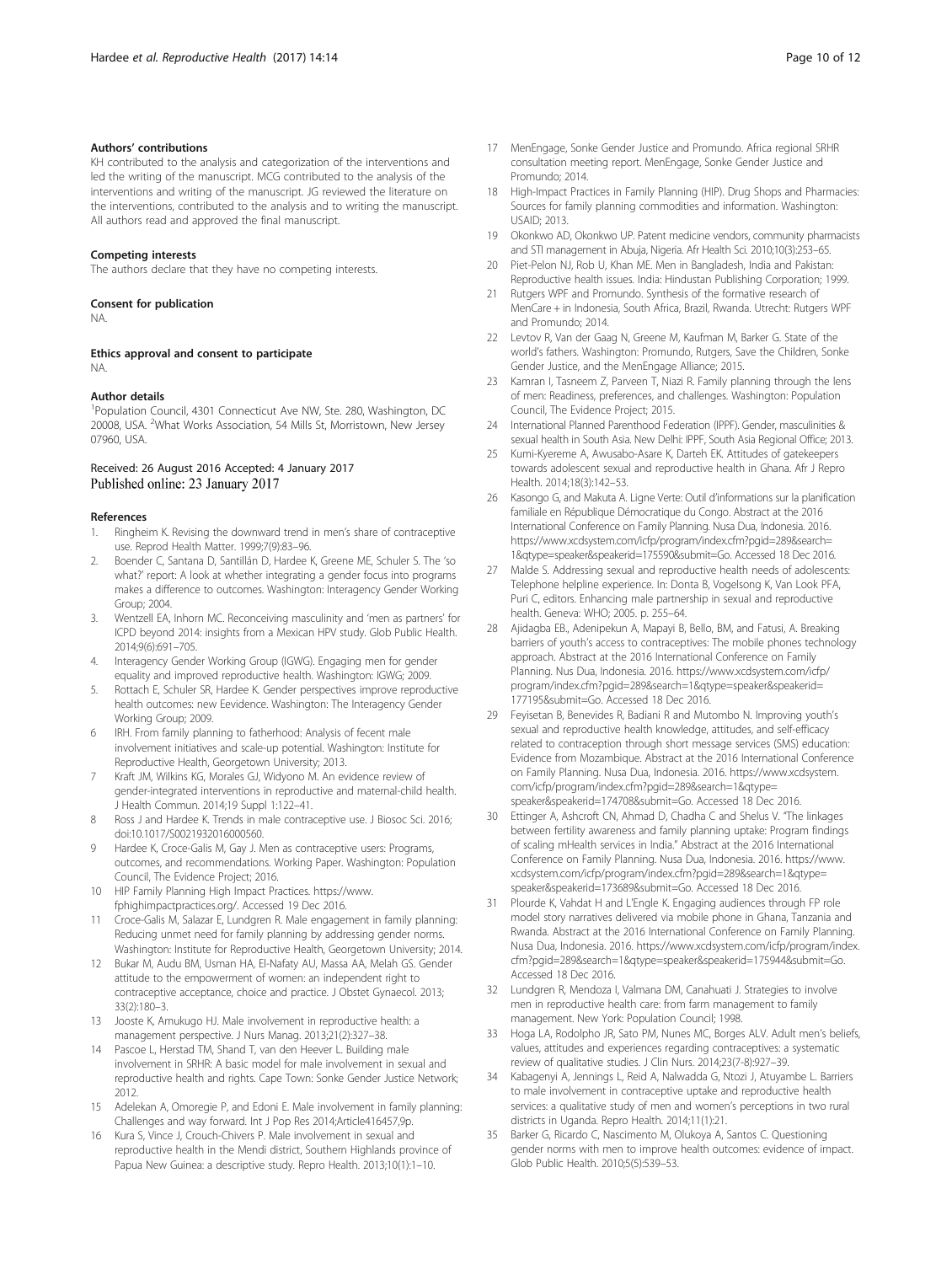#### Authors' contributions

KH contributed to the analysis and categorization of the interventions and led the writing of the manuscript. MCG contributed to the analysis of the interventions and writing of the manuscript. JG reviewed the literature on the interventions, contributed to the analysis and to writing the manuscript. All authors read and approved the final manuscript.

#### Competing interests

The authors declare that they have no competing interests.

#### Consent for publication

NA.

#### Ethics approval and consent to participate

NA.

#### Author details

[1]Population Council, 4301 Connecticut Ave NW, Ste. 280, Washington, DC 20008, USA. [2]What Works Association, 54 Mills St, Morristown, New Jersey 07960, USA.

Received: 26 August 2016 Accepted: 4 January 2017
Published online: 23 January 2017

#### References

1. Ringheim K. Revising the downward trend in men's share of contraceptive use. Reprod Health Matter. 1999;7(9):83–96.
2. Boender C, Santana D, Santillán D, Hardee K, Greene ME, Schuler S. The 'so what?' report: A look at whether integrating a gender focus into programs makes a difference to outcomes. Washington: Interagency Gender Working Group; 2004.
3. Wentzell EA, Inhorn MC. Reconceiving masculinity and 'men as partners' for ICPD beyond 2014: insights from a Mexican HPV study. Glob Public Health. 2014;9(6):691–705.
4. Interagency Gender Working Group (IGWG). Engaging men for gender equality and improved reproductive health. Washington: IGWG; 2009.
5. Rottach E, Schuler SR, Hardee K. Gender perspectives improve reproductive health outcomes: new Eevidence. Washington: The Interagency Gender Working Group; 2009.
6. IRH. From family planning to fatherhood: Analysis of fecent male involvement initiatives and scale-up potential. Washington: Institute for Reproductive Health, Georgetown University; 2013.
7. Kraft JM, Wilkins KG, Morales GJ, Widyono M. An evidence review of gender-integrated interventions in reproductive and maternal-child health. J Health Commun. 2014;19 Suppl 1:122–41.
8. Ross J and Hardee K. Trends in male contraceptive use. J Biosoc Sci. 2016; doi:10.1017/S0021932016000560.
9. Hardee K, Croce-Galis M, Gay J. Men as contraceptive users: Programs, outcomes, and recommendations. Working Paper. Washington: Population Council, The Evidence Project; 2016.
10. HIP Family Planning High Impact Practices. https://www.fphighimpactpractices.org/. Accessed 19 Dec 2016.
11. Croce-Galis M, Salazar E, Lundgren R. Male engagement in family planning: Reducing unmet need for family planning by addressing gender norms. Washington: Institute for Reproductive Health, Georgetown University; 2014.
12. Bukar M, Audu BM, Usman HA, El-Nafaty AU, Massa AA, Melah GS. Gender attitude to the empowerment of women: an independent right to contraceptive acceptance, choice and practice. J Obstet Gynaecol. 2013; 33(2):180–3.
13. Jooste K, Amukugo HJ. Male involvement in reproductive health: a management perspective. J Nurs Manag. 2013;21(2):327–38.
14. Pascoe L, Herstad TM, Shand T, van den Heever L. Building male involvement in SRHR: A basic model for male involvement in sexual and reproductive health and rights. Cape Town: Sonke Gender Justice Network; 2012.
15. Adelekan A, Omoregie P, and Edoni E. Male involvement in family planning: Challenges and way forward. Int J Pop Res 2014;Article416457,9p.
16. Kura S, Vince J, Crouch-Chivers P. Male involvement in sexual and reproductive health in the Mendi district, Southern Highlands province of Papua New Guinea: a descriptive study. Repro Health. 2013;10(1):1–10.
17. MenEngage, Sonke Gender Justice and Promundo. Africa regional SRHR consultation meeting report. MenEngage, Sonke Gender Justice and Promundo; 2014.
18. High-Impact Practices in Family Planning (HIP). Drug Shops and Pharmacies: Sources for family planning commodities and information. Washington: USAID; 2013.
19. Okonkwo AD, Okonkwo UP. Patent medicine vendors, community pharmacists and STI management in Abuja, Nigeria. Afr Health Sci. 2010;10(3):253–65.
20. Piet-Pelon NJ, Rob U, Khan ME. Men in Bangladesh, India and Pakistan: Reproductive health issues. India: Hindustan Publishing Corporation; 1999.
21. Rutgers WPF and Promundo. Synthesis of the formative research of MenCare + in Indonesia, South Africa, Brazil, Rwanda. Utrecht: Rutgers WPF and Promundo; 2014.
22. Levtov R, Van der Gaag N, Greene M, Kaufman M, Barker G. State of the world's fathers. Washington: Promundo, Rutgers, Save the Children, Sonke Gender Justice, and the MenEngage Alliance; 2015.
23. Kamran I, Tasneem Z, Parveen T, Niazi R. Family planning through the lens of men: Readiness, preferences, and challenges. Washington: Population Council, The Evidence Project; 2015.
24. International Planned Parenthood Federation (IPPF). Gender, masculinities & sexual health in South Asia. New Delhi: IPPF, South Asia Regional Office; 2013.
25. Kumi-Kyereme A, Awusabo-Asare K, Darteh EK. Attitudes of gatekeepers towards adolescent sexual and reproductive health in Ghana. Afr J Repro Health. 2014;18(3):142–53.
26. Kasongo G, and Makuta A. Ligne Verte: Outil d'informations sur la planification familiale en République Démocratique du Congo. Abstract at the 2016 International Conference on Family Planning. Nusa Dua, Indonesia. 2016. https://www.xcdsystem.com/icfp/program/index.cfm?pgid=289&search=1&qtype=speaker&speakerid=175590&submit=Go. Accessed 18 Dec 2016.
27. Malde S. Addressing sexual and reproductive health needs of adolescents: Telephone helpline experience. In: Donta B, Vogelsong K, Van Look PFA, Puri C, editors. Enhancing male partnership in sexual and reproductive health. Geneva: WHO; 2005. p. 255–64.
28. Ajidagba EB., Adenipekun A, Mapayi B, Bello, BM, and Fatusi, A. Breaking barriers of youth's access to contraceptives: The mobile phones technology approach. Abstract at the 2016 International Conference on Family Planning. Nus Dua, Indonesia. 2016. https://www.xcdsystem.com/icfp/program/index.cfm?pgid=289&search=1&qtype=speaker&speakerid=177195&submit=Go. Accessed 18 Dec 2016.
29. Feyisetan B, Benevides R, Badiani R and Mutombo N. Improving youth's sexual and reproductive health knowledge, attitudes, and self-efficacy related to contraception through short message services (SMS) education: Evidence from Mozambique. Abstract at the 2016 International Conference on Family Planning. Nusa Dua, Indonesia. 2016. https://www.xcdsystem.com/icfp/program/index.cfm?pgid=289&search=1&qtype=speaker&speakerid=174708&submit=Go. Accessed 18 Dec 2016.
30. Ettinger A, Ashcroft CN, Ahmad D, Chadha C and Shelus V. "The linkages between fertility awareness and family planning uptake: Program findings of scaling mHealth services in India." Abstract at the 2016 International Conference on Family Planning. Nusa Dua, Indonesia. 2016. https://www.xcdsystem.com/icfp/program/index.cfm?pgid=289&search=1&qtype=speaker&speakerid=173689&submit=Go. Accessed 18 Dec 2016.
31. Plourde K, Vahdat H and L'Engle K. Engaging audiences through FP role model story narratives delivered via mobile phone in Ghana, Tanzania and Rwanda. Abstract at the 2016 International Conference on Family Planning. Nusa Dua, Indonesia. 2016. https://www.xcdsystem.com/icfp/program/index.cfm?pgid=289&search=1&qtype=speaker&speakerid=175944&submit=Go. Accessed 18 Dec 2016.
32. Lundgren R, Mendoza I, Valmana DM, Canahuati J. Strategies to involve men in reproductive health care: from farm management to family management. New York: Population Council; 1998.
33. Hoga LA, Rodolpho JR, Sato PM, Nunes MC, Borges ALV. Adult men's beliefs, values, attitudes and experiences regarding contraceptives: a systematic review of qualitative studies. J Clin Nurs. 2014;23(7-8):927–39.
34. Kabagenyi A, Jennings L, Reid A, Nalwadda G, Ntozi J, Atuyambe L. Barriers to male involvement in contraceptive uptake and reproductive health services: a qualitative study of men and women's perceptions in two rural districts in Uganda. Repro Health. 2014;11(1):21.
35. Barker G, Ricardo C, Nascimento M, Olukoya A, Santos C. Questioning gender norms with men to improve health outcomes: evidence of impact. Glob Public Health. 2010;5(5):539–53.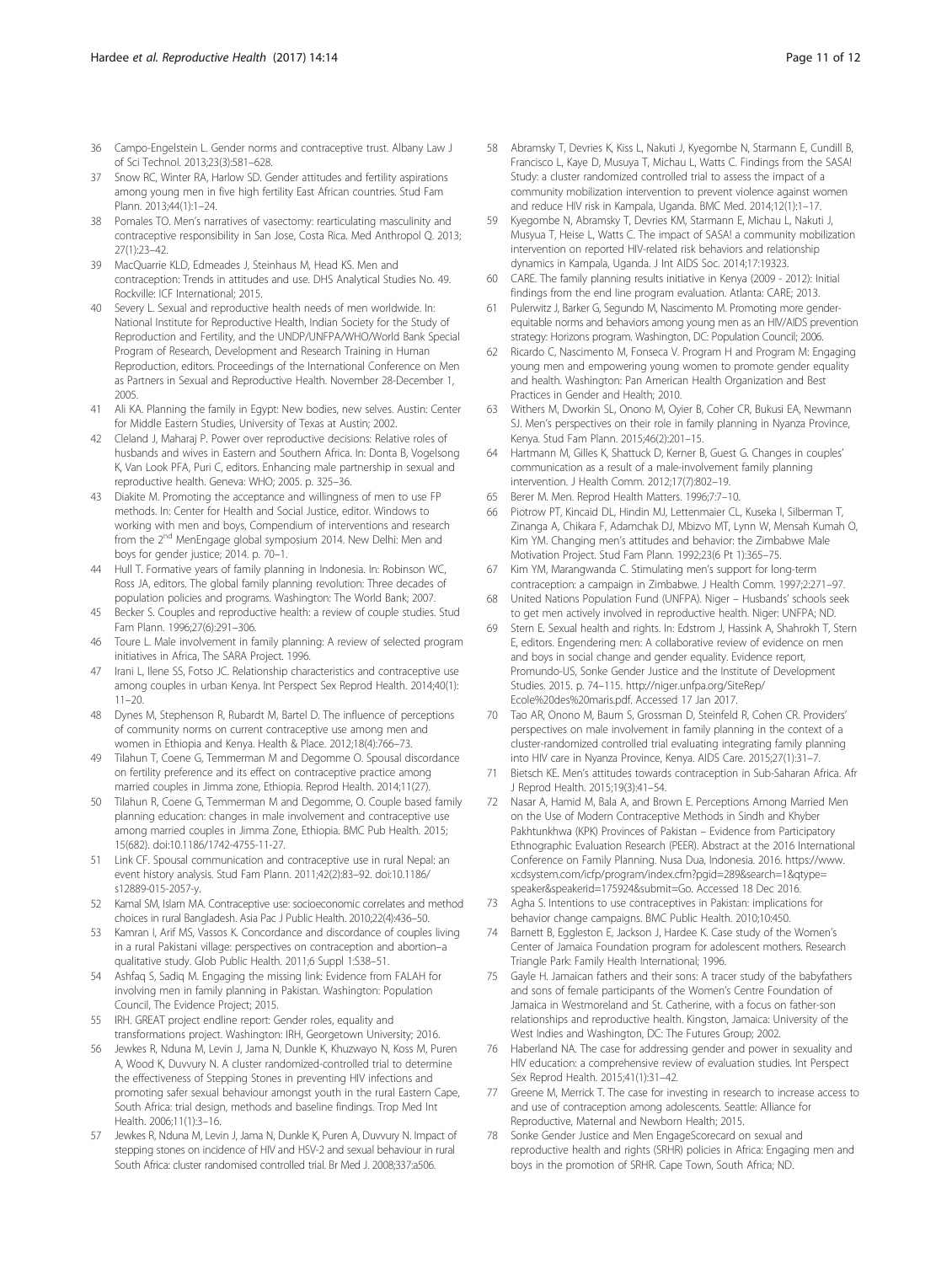36 Campo-Engelstein L. Gender norms and contraceptive trust. Albany Law J of Sci Technol. 2013;23(3):581–628.

37 Snow RC, Winter RA, Harlow SD. Gender attitudes and fertility aspirations among young men in five high fertility East African countries. Stud Fam Plann. 2013;44(1):1–24.

38 Pomales TO. Men's narratives of vasectomy: rearticulating masculinity and contraceptive responsibility in San Jose, Costa Rica. Med Anthropol Q. 2013; 27(1):23–42.

39 MacQuarrie KLD, Edmeades J, Steinhaus M, Head KS. Men and contraception: Trends in attitudes and use. DHS Analytical Studies No. 49. Rockville: ICF International; 2015.

40 Severy L. Sexual and reproductive health needs of men worldwide. In: National Institute for Reproductive Health, Indian Society for the Study of Reproduction and Fertility, and the UNDP/UNFPA/WHO/World Bank Special Program of Research, Development and Research Training in Human Reproduction, editors. Proceedings of the International Conference on Men as Partners in Sexual and Reproductive Health. November 28-December 1, 2005.

41 Ali KA. Planning the family in Egypt: New bodies, new selves. Austin: Center for Middle Eastern Studies, University of Texas at Austin; 2002.

42 Cleland J, Maharaj P. Power over reproductive decisions: Relative roles of husbands and wives in Eastern and Southern Africa. In: Donta B, Vogelsong K, Van Look PFA, Puri C, editors. Enhancing male partnership in sexual and reproductive health. Geneva: WHO; 2005. p. 325–36.

43 Diakite M. Promoting the acceptance and willingness of men to use FP methods. In: Center for Health and Social Justice, editor. Windows to working with men and boys, Compendium of interventions and research from the 2nd MenEngage global symposium 2014. New Delhi: Men and boys for gender justice; 2014. p. 70–1.

44 Hull T. Formative years of family planning in Indonesia. In: Robinson WC, Ross JA, editors. The global family planning revolution: Three decades of population policies and programs. Washington: The World Bank; 2007.

45 Becker S. Couples and reproductive health: a review of couple studies. Stud Fam Plann. 1996;27(6):291–306.

46 Toure L. Male involvement in family planning: A review of selected program initiatives in Africa, The SARA Project. 1996.

47 Irani L, Ilene SS, Fotso JC. Relationship characteristics and contraceptive use among couples in urban Kenya. Int Perspect Sex Reprod Health. 2014;40(1): 11–20.

48 Dynes M, Stephenson R, Rubardt M, Bartel D. The influence of perceptions of community norms on current contraceptive use among men and women in Ethiopia and Kenya. Health & Place. 2012;18(4):766–73.

49 Tilahun T, Coene G, Temmerman M and Degomme O. Spousal discordance on fertility preference and its effect on contraceptive practice among married couples in Jimma zone, Ethiopia. Reprod Health. 2014;11(27).

50 Tilahun R, Coene G, Temmerman M and Degomme, O. Couple based family planning education: changes in male involvement and contraceptive use among married couples in Jimma Zone, Ethiopia. BMC Pub Health. 2015; 15(682). doi:10.1186/1742-4755-11-27.

51 Link CF. Spousal communication and contraceptive use in rural Nepal: an event history analysis. Stud Fam Plann. 2011;42(2):83–92. doi:10.1186/ s12889-015-2057-y.

52 Kamal SM, Islam MA. Contraceptive use: socioeconomic correlates and method choices in rural Bangladesh. Asia Pac J Public Health. 2010;22(4):436–50.

53 Kamran I, Arif MS, Vassos K. Concordance and discordance of couples living in a rural Pakistani village: perspectives on contraception and abortion–a qualitative study. Glob Public Health. 2011;6 Suppl 1:S38–51.

54 Ashfaq S, Sadiq M. Engaging the missing link: Evidence from FALAH for involving men in family planning in Pakistan. Washington: Population Council, The Evidence Project; 2015.

55 IRH. GREAT project endline report: Gender roles, equality and transformations project. Washington: IRH, Georgetown University; 2016.

56 Jewkes R, Nduna M, Levin J, Jama N, Dunkle K, Khuzwayo N, Koss M, Puren A, Wood K, Duvvury N. A cluster randomized-controlled trial to determine the effectiveness of Stepping Stones in preventing HIV infections and promoting safer sexual behaviour amongst youth in the rural Eastern Cape, South Africa: trial design, methods and baseline findings. Trop Med Int Health. 2006;11(1):3–16.

57 Jewkes R, Nduna M, Levin J, Jama N, Dunkle K, Puren A, Duvvury N. Impact of stepping stones on incidence of HIV and HSV-2 and sexual behaviour in rural South Africa: cluster randomised controlled trial. Br Med J. 2008;337:a506.

58 Abramsky T, Devries K, Kiss L, Nakuti J, Kyegombe N, Starmann E, Cundill B, Francisco L, Kaye D, Musuya T, Michau L, Watts C. Findings from the SASA! Study: a cluster randomized controlled trial to assess the impact of a community mobilization intervention to prevent violence against women and reduce HIV risk in Kampala, Uganda. BMC Med. 2014;12(1):1–17.

59 Kyegombe N, Abramsky T, Devries KM, Starmann E, Michau L, Nakuti J, Musyua T, Heise L, Watts C. The impact of SASA! a community mobilization intervention on reported HIV-related risk behaviors and relationship dynamics in Kampala, Uganda. J Int AIDS Soc. 2014;17:19323.

60 CARE. The family planning results initiative in Kenya (2009 - 2012): Initial findings from the end line program evaluation. Atlanta: CARE; 2013.

61 Pulerwitz J, Barker G, Segundo M, Nascimento M. Promoting more gender-equitable norms and behaviors among young men as an HIV/AIDS prevention strategy: Horizons program. Washington, DC: Population Council; 2006.

62 Ricardo C, Nascimento M, Fonseca V. Program H and Program M: Engaging young men and empowering young women to promote gender equality and health. Washington: Pan American Health Organization and Best Practices in Gender and Health; 2010.

63 Withers M, Dworkin SL, Onono M, Oyier B, Coher CR, Bukusi EA, Newmann SJ. Men's perspectives on their role in family planning in Nyanza Province, Kenya. Stud Fam Plann. 2015;46(2):201–15.

64 Hartmann M, Gilles K, Shattuck D, Kerner B, Guest G. Changes in couples' communication as a result of a male-involvement family planning intervention. J Health Comm. 2012;17(7):802–19.

65 Berer M. Men. Reprod Health Matters. 1996;7:7–10.

66 Piotrow PT, Kincaid DL, Hindin MJ, Lettenmaier CL, Kuseka I, Silberman T, Zinanga A, Chikara F, Adamchak DJ, Mbizvo MT, Lynn W, Mensah Kumah O, Kim YM. Changing men's attitudes and behavior: the Zimbabwe Male Motivation Project. Stud Fam Plann. 1992;23(6 Pt 1):365–75.

67 Kim YM, Marangwanda C. Stimulating men's support for long-term contraception: a campaign in Zimbabwe. J Health Comm. 1997;2:271–97.

68 United Nations Population Fund (UNFPA). Niger – Husbands' schools seek to get men actively involved in reproductive health. Niger: UNFPA; ND.

69 Stern E. Sexual health and rights. In: Edstrom J, Hassink A, Shahrokh T, Stern E, editors. Engendering men: A collaborative review of evidence on men and boys in social change and gender equality. Evidence report, Promundo-US, Sonke Gender Justice and the Institute of Development Studies. 2015. p. 74–115. http://niger.unfpa.org/SiteRep/ Ecole%20des%20maris.pdf. Accessed 17 Jan 2017.

70 Tao AR, Onono M, Baum S, Grossman D, Steinfeld R, Cohen CR. Providers' perspectives on male involvement in family planning in the context of a cluster-randomized controlled trial evaluating integrating family planning into HIV care in Nyanza Province, Kenya. AIDS Care. 2015;27(1):31–7.

71 Bietsch KE. Men's attitudes towards contraception in Sub-Saharan Africa. Afr J Reprod Health. 2015;19(3):41–54.

72 Nasar A, Hamid M, Bala A, and Brown E. Perceptions Among Married Men on the Use of Modern Contraceptive Methods in Sindh and Khyber Pakhtunkhwa (KPK) Provinces of Pakistan – Evidence from Participatory Ethnographic Evaluation Research (PEER). Abstract at the 2016 International Conference on Family Planning. Nusa Dua, Indonesia. 2016. https://www. xcdsystem.com/icfp/program/index.cfm?pgid=289&search=1&qtype= speaker&speakerid=175924&submit=Go. Accessed 18 Dec 2016.

73 Agha S. Intentions to use contraceptives in Pakistan: implications for behavior change campaigns. BMC Public Health. 2010;10:450.

74 Barnett B, Eggleston E, Jackson J, Hardee K. Case study of the Women's Center of Jamaica Foundation program for adolescent mothers. Research Triangle Park: Family Health International; 1996.

75 Gayle H. Jamaican fathers and their sons: A tracer study of the babyfathers and sons of female participants of the Women's Centre Foundation of Jamaica in Westmoreland and St. Catherine, with a focus on father-son relationships and reproductive health. Kingston, Jamaica: University of the West Indies and Washington, DC: The Futures Group; 2002.

76 Haberland NA. The case for addressing gender and power in sexuality and HIV education: a comprehensive review of evaluation studies. Int Perspect Sex Reprod Health. 2015;41(1):31–42.

77 Greene M, Merrick T. The case for investing in research to increase access to and use of contraception among adolescents. Seattle: Alliance for Reproductive, Maternal and Newborn Health; 2015.

78 Sonke Gender Justice and Men EngageScorecard on sexual and reproductive health and rights (SRHR) policies in Africa: Engaging men and boys in the promotion of SRHR. Cape Town, South Africa; ND.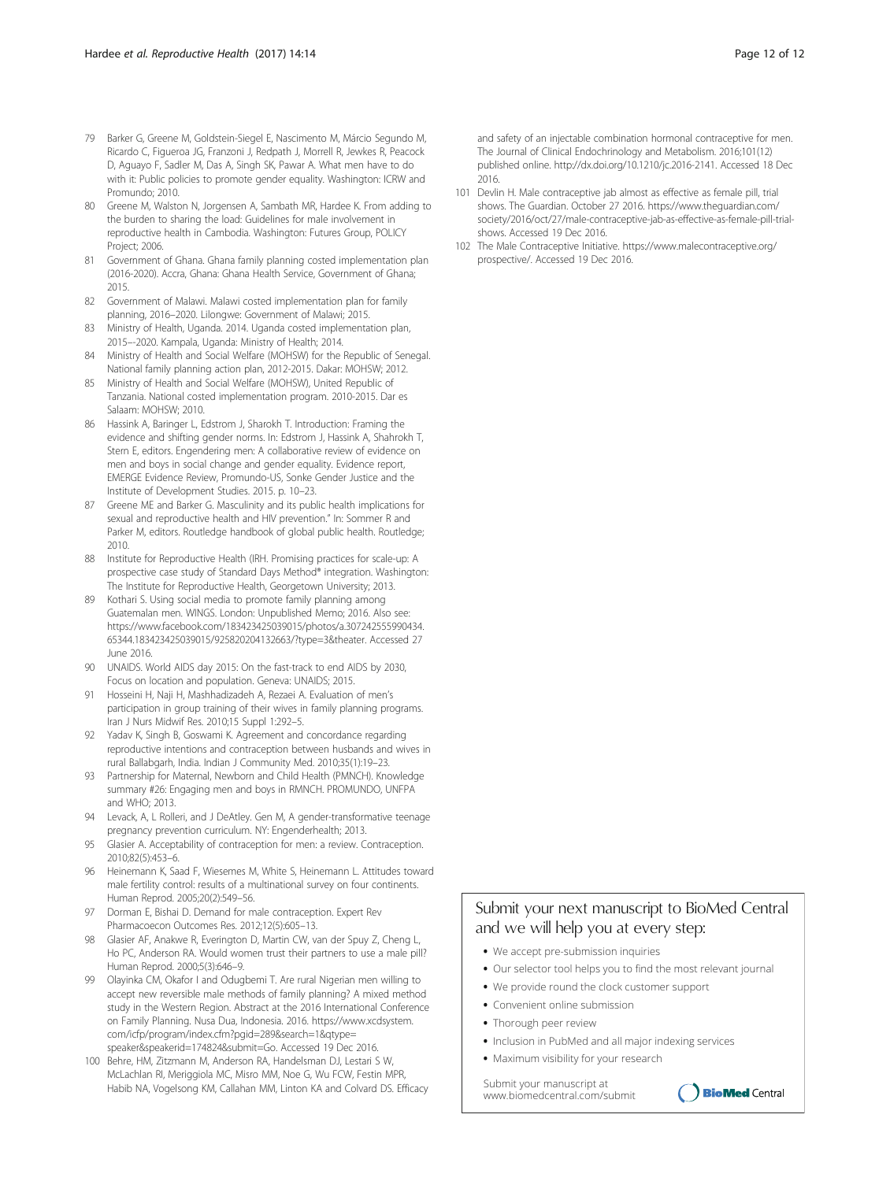79. Barker G, Greene M, Goldstein-Siegel E, Nascimento M, Márcio Segundo M, Ricardo C, Figueroa JG, Franzoni J, Redpath J, Morrell R, Jewkes R, Peacock D, Aguayo F, Sadler M, Das A, Singh SK, Pawar A. What men have to do with it: Public policies to promote gender equality. Washington: ICRW and Promundo; 2010.
80. Greene M, Walston N, Jorgensen A, Sambath MR, Hardee K. From adding to the burden to sharing the load: Guidelines for male involvement in reproductive health in Cambodia. Washington: Futures Group, POLICY Project; 2006.
81. Government of Ghana. Ghana family planning costed implementation plan (2016-2020). Accra, Ghana: Ghana Health Service, Government of Ghana; 2015.
82. Government of Malawi. Malawi costed implementation plan for family planning, 2016–2020. Lilongwe: Government of Malawi; 2015.
83. Ministry of Health, Uganda. 2014. Uganda costed implementation plan, 2015–-2020. Kampala, Uganda: Ministry of Health; 2014.
84. Ministry of Health and Social Welfare (MOHSW) for the Republic of Senegal. National family planning action plan, 2012-2015. Dakar: MOHSW; 2012.
85. Ministry of Health and Social Welfare (MOHSW), United Republic of Tanzania. National costed implementation program. 2010-2015. Dar es Salaam: MOHSW; 2010.
86. Hassink A, Baringer L, Edstrom J, Sharokh T. Introduction: Framing the evidence and shifting gender norms. In: Edstrom J, Hassink A, Shahrokh T, Stern E, editors. Engendering men: A collaborative review of evidence on men and boys in social change and gender equality. Evidence report, EMERGE Evidence Review, Promundo-US, Sonke Gender Justice and the Institute of Development Studies. 2015. p. 10–23.
87. Greene ME and Barker G. Masculinity and its public health implications for sexual and reproductive health and HIV prevention." In: Sommer R and Parker M, editors. Routledge handbook of global public health. Routledge; 2010.
88. Institute for Reproductive Health (IRH. Promising practices for scale-up: A prospective case study of Standard Days Method® integration. Washington: The Institute for Reproductive Health, Georgetown University; 2013.
89. Kothari S. Using social media to promote family planning among Guatemalan men. WINGS. London: Unpublished Memo; 2016. Also see: https://www.facebook.com/183423425039015/photos/a.307242555990434.65344.183423425039015/925820204132663/?type=3&theater. Accessed 27 June 2016.
90. UNAIDS. World AIDS day 2015: On the fast-track to end AIDS by 2030, Focus on location and population. Geneva: UNAIDS; 2015.
91. Hosseini H, Naji H, Mashhadizadeh A, Rezaei A. Evaluation of men's participation in group training of their wives in family planning programs. Iran J Nurs Midwif Res. 2010;15 Suppl 1:292–5.
92. Yadav K, Singh B, Goswami K. Agreement and concordance regarding reproductive intentions and contraception between husbands and wives in rural Ballabgarh, India. Indian J Community Med. 2010;35(1):19–23.
93. Partnership for Maternal, Newborn and Child Health (PMNCH). Knowledge summary #26: Engaging men and boys in RMNCH. PROMUNDO, UNFPA and WHO; 2013.
94. Levack, A, L Rolleri, and J DeAtley. Gen M, A gender-transformative teenage pregnancy prevention curriculum. NY: Engenderhealth; 2013.
95. Glasier A. Acceptability of contraception for men: a review. Contraception. 2010;82(5):453–6.
96. Heinemann K, Saad F, Wiesemes M, White S, Heinemann L. Attitudes toward male fertility control: results of a multinational survey on four continents. Human Reprod. 2005;20(2):549–56.
97. Dorman E, Bishai D. Demand for male contraception. Expert Rev Pharmacoecon Outcomes Res. 2012;12(5):605–13.
98. Glasier AF, Anakwe R, Everington D, Martin CW, van der Spuy Z, Cheng L, Ho PC, Anderson RA. Would women trust their partners to use a male pill? Human Reprod. 2000;5(3):646–9.
99. Olayinka CM, Okafor I and Odugbemi T. Are rural Nigerian men willing to accept new reversible male methods of family planning? A mixed method study in the Western Region. Abstract at the 2016 International Conference on Family Planning. Nusa Dua, Indonesia. 2016. https://www.xcdsystem.com/icfp/program/index.cfm?pgid=289&search=1&qtype=speaker&speakerid=174824&submit=Go. Accessed 19 Dec 2016.
100. Behre, HM, Zitzmann M, Anderson RA, Handelsman DJ, Lestari S W, McLachlan RI, Meriggiola MC, Misro MM, Noe G, Wu FCW, Festin MPR, Habib NA, Vogelsong KM, Callahan MM, Linton KA and Colvard DS. Efficacy and safety of an injectable combination hormonal contraceptive for men. The Journal of Clinical Endochrinology and Metabolism. 2016;101(12) published online. http://dx.doi.org/10.1210/jc.2016-2141. Accessed 18 Dec 2016.
101. Devlin H. Male contraceptive jab almost as effective as female pill, trial shows. The Guardian. October 27 2016. https://www.theguardian.com/society/2016/oct/27/male-contraceptive-jab-as-effective-as-female-pill-trial-shows. Accessed 19 Dec 2016.
102. The Male Contraceptive Initiative. https://www.malecontraceptive.org/prospective/. Accessed 19 Dec 2016.

Submit your next manuscript to BioMed Central and we will help you at every step:

- We accept pre-submission inquiries
- Our selector tool helps you to find the most relevant journal
- We provide round the clock customer support
- Convenient online submission
- Thorough peer review
- Inclusion in PubMed and all major indexing services
- Maximum visibility for your research

Submit your manuscript at
www.biomedcentral.com/submit

BioMed Central